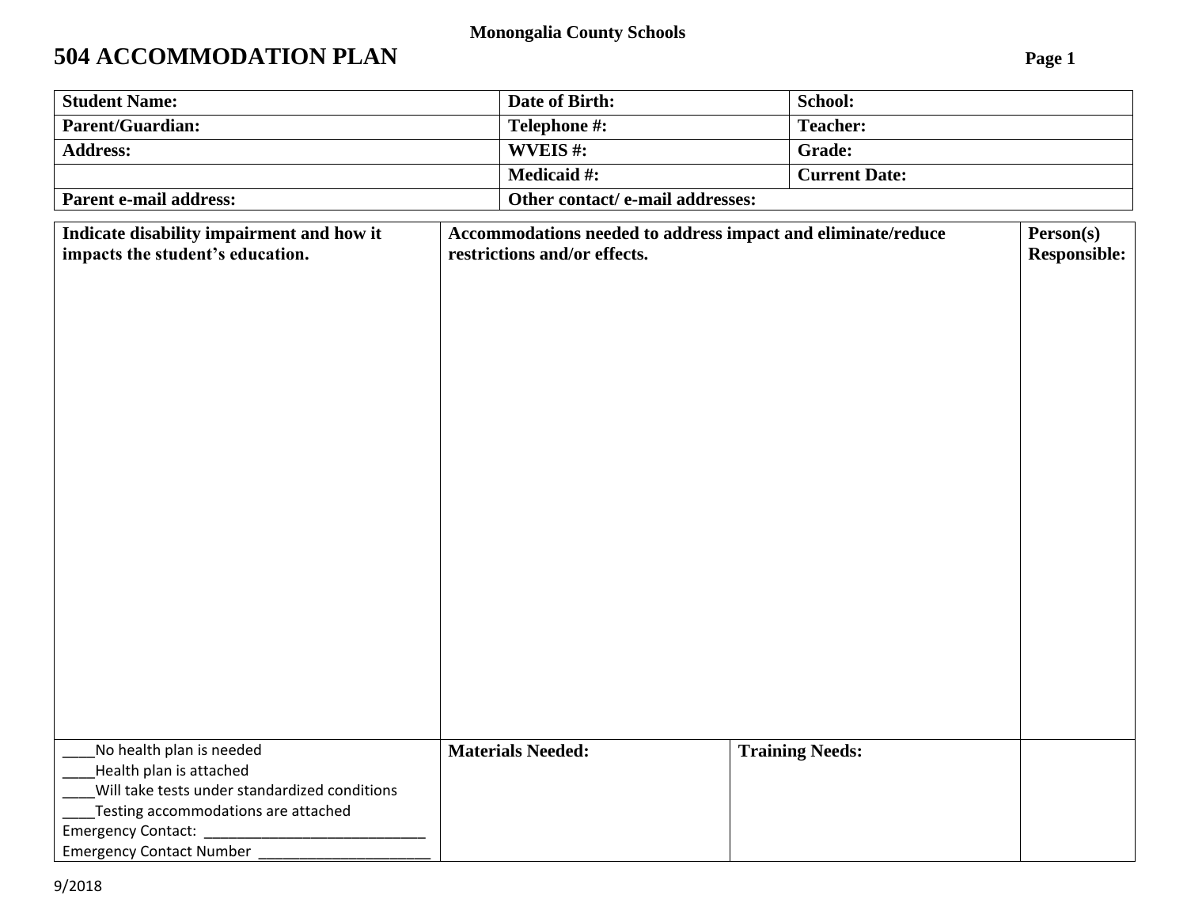**Monongalia County Schools**

# 504 ACCOMMODATION PLAN

| Student Name: | Date of Birth: | School: |
|---|---|---|
| Parent/Guardian: | Telephone #: | Teacher: |
| Address: | WVEIS #: | Grade: |
| | Medicaid #: | Current Date: |
| Parent e-mail address: | Other contact/ e-mail addresses: | |

| Indicate disability impairment and how it impacts the student's education. | Accommodations needed to address impact and eliminate/reduce restrictions and/or effects. | | Person(s) Responsible: |
|---|---|---|---|
| | | | |
| ____No health plan is needed<br>____Health plan is attached<br>____Will take tests under standardized conditions<br>____Testing accommodations are attached<br>Emergency Contact: ___________________________<br>Emergency Contact Number _____________________ | **Materials Needed:** | **Training Needs:** | |

9/2018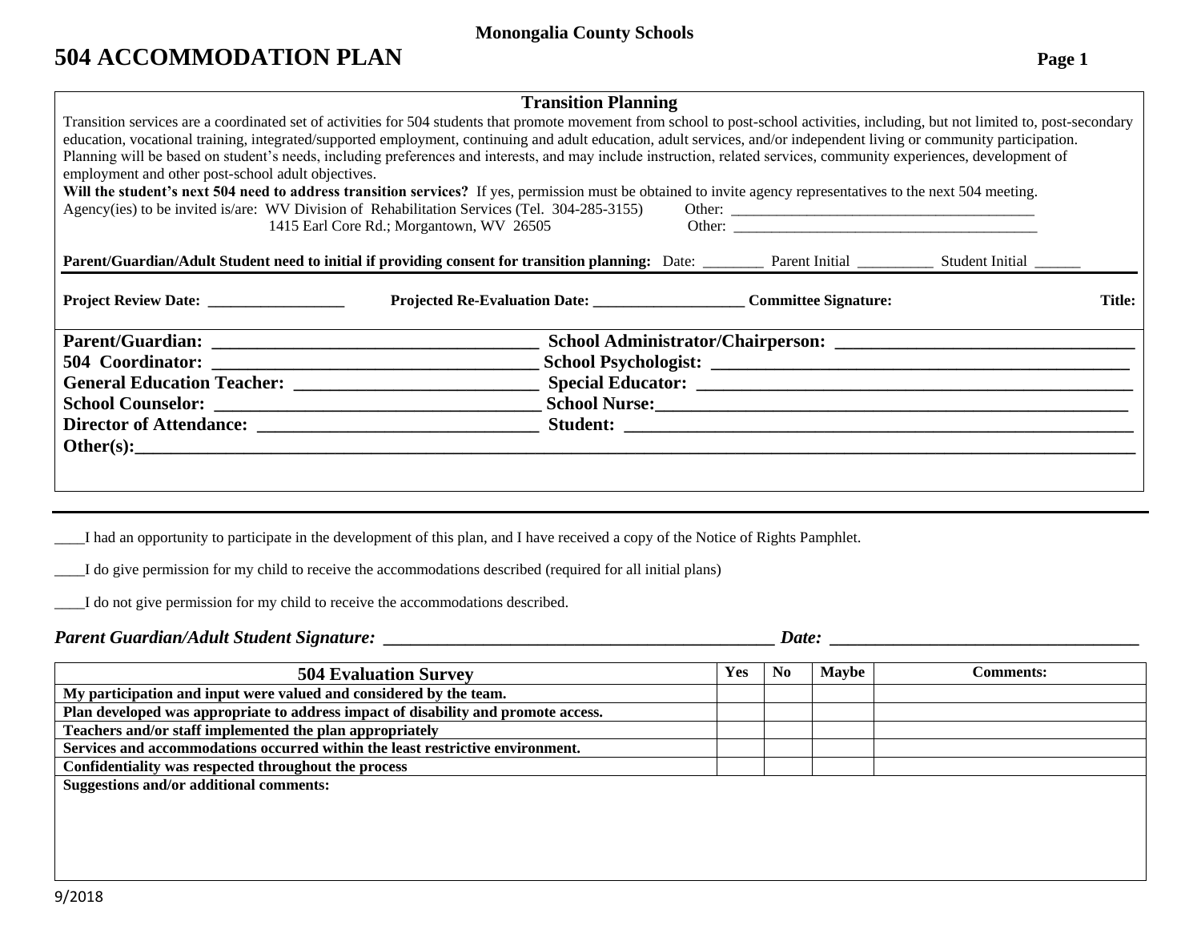**Monongalia County Schools**

# 504 ACCOMMODATION PLAN

## Transition Planning

Transition services are a coordinated set of activities for 504 students that promote movement from school to post-school activities, including, but not limited to, post-secondary education, vocational training, integrated/supported employment, continuing and adult education, adult services, and/or independent living or community participation. Planning will be based on student's needs, including preferences and interests, and may include instruction, related services, community experiences, development of employment and other post-school adult objectives.

**Will the student's next 504 need to address transition services?** If yes, permission must be obtained to invite agency representatives to the next 504 meeting.

Agency(ies) to be invited is/are: WV Division of Rehabilitation Services (Tel. 304-285-3155) Other: ________________________________________
1415 Earl Core Rd.; Morgantown, WV 26505 Other: ________________________________________

**Parent/Guardian/Adult Student need to initial if providing consent for transition planning:** Date: ________ Parent Initial __________ Student Initial ______

**Project Review Date:** _________________ **Projected Re-Evaluation Date:** ___________________ **Committee Signature:** **Title:**

**Parent/Guardian:** ____________________________________ **School Administrator/Chairperson:** _________________________________
**504 Coordinator:** ____________________________________ **School Psychologist:** ______________________________________________
**General Education Teacher:** ___________________________ **Special Educator:** _________________________________________________
**School Counselor:** ___________________________________ **School Nurse:** _____________________________________________________
**Director of Attendance:** _______________________________ **Student:** _________________________________________________________
**Other(s):** ______________________________________________________________________________________________________________

____I had an opportunity to participate in the development of this plan, and I have received a copy of the Notice of Rights Pamphlet.

____I do give permission for my child to receive the accommodations described (required for all initial plans)

____I do not give permission for my child to receive the accommodations described.

***Parent Guardian/Adult Student Signature:*** ____________________________________________ ***Date:*** __________________________________

| 504 Evaluation Survey | Yes | No | Maybe | Comments: |
|---|---|---|---|---|
| My participation and input were valued and considered by the team. | | | | |
| Plan developed was appropriate to address impact of disability and promote access. | | | | |
| Teachers and/or staff implemented the plan appropriately | | | | |
| Services and accommodations occurred within the least restrictive environment. | | | | |
| Confidentiality was respected throughout the process | | | | |
| Suggestions and/or additional comments: | | | | |

9/2018